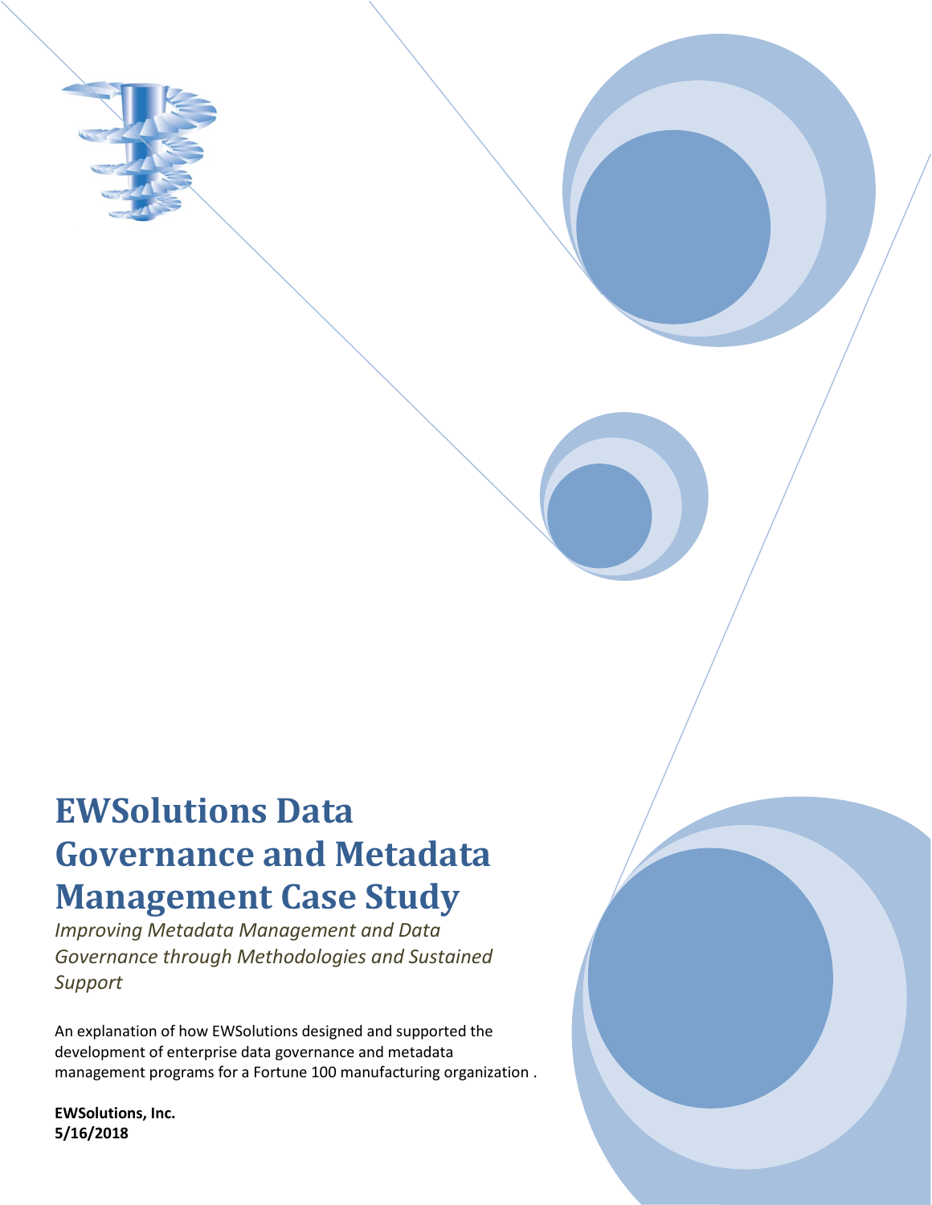# EWSolutions Data Governance and Metadata Management Case Study

*Improving Metadata Management and Data Governance through Methodologies and Sustained Support*

An explanation of how EWSolutions designed and supported the development of enterprise data governance and metadata management programs for a Fortune 100 manufacturing organization .

**EWSolutions, Inc.**
**5/16/2018**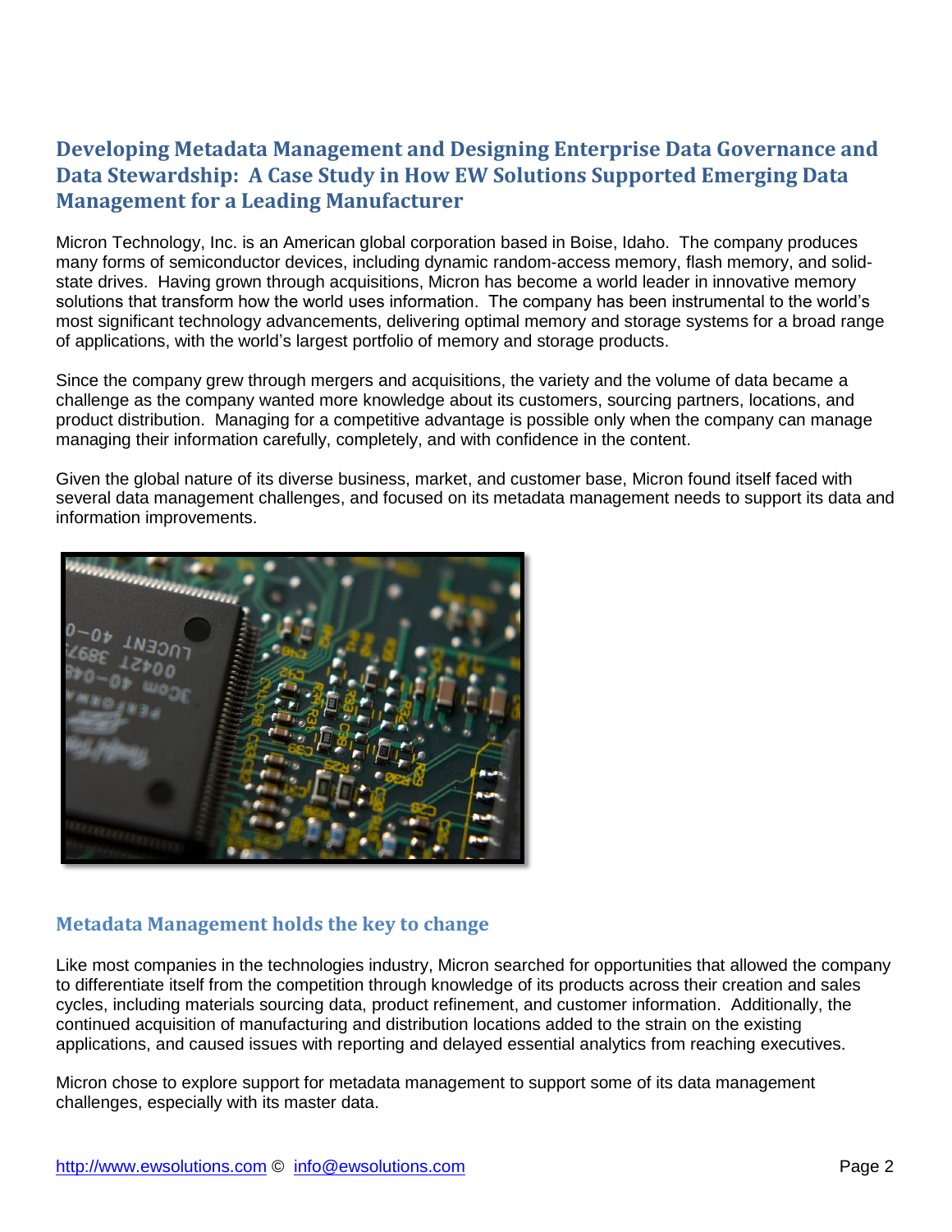## Developing Metadata Management and Designing Enterprise Data Governance and Data Stewardship: A Case Study in How EW Solutions Supported Emerging Data Management for a Leading Manufacturer

Micron Technology, Inc. is an American global corporation based in Boise, Idaho. The company produces many forms of semiconductor devices, including dynamic random-access memory, flash memory, and solid-state drives. Having grown through acquisitions, Micron has become a world leader in innovative memory solutions that transform how the world uses information. The company has been instrumental to the world's most significant technology advancements, delivering optimal memory and storage systems for a broad range of applications, with the world's largest portfolio of memory and storage products.

Since the company grew through mergers and acquisitions, the variety and the volume of data became a challenge as the company wanted more knowledge about its customers, sourcing partners, locations, and product distribution. Managing for a competitive advantage is possible only when the company can manage managing their information carefully, completely, and with confidence in the content.

Given the global nature of its diverse business, market, and customer base, Micron found itself faced with several data management challenges, and focused on its metadata management needs to support its data and information improvements.

### Metadata Management holds the key to change

Like most companies in the technologies industry, Micron searched for opportunities that allowed the company to differentiate itself from the competition through knowledge of its products across their creation and sales cycles, including materials sourcing data, product refinement, and customer information. Additionally, the continued acquisition of manufacturing and distribution locations added to the strain on the existing applications, and caused issues with reporting and delayed essential analytics from reaching executives.

Micron chose to explore support for metadata management to support some of its data management challenges, especially with its master data.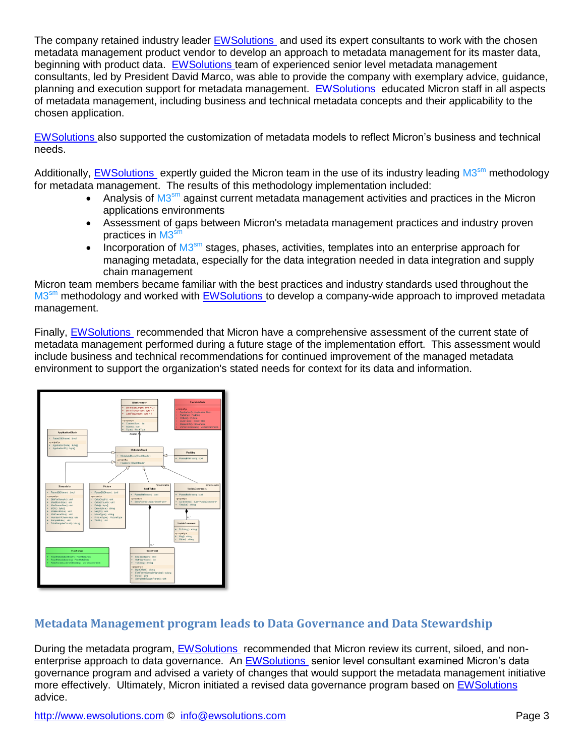The company retained industry leader EWSolutions and used its expert consultants to work with the chosen metadata management product vendor to develop an approach to metadata management for its master data, beginning with product data. EWSolutions team of experienced senior level metadata management consultants, led by President David Marco, was able to provide the company with exemplary advice, guidance, planning and execution support for metadata management. EWSolutions educated Micron staff in all aspects of metadata management, including business and technical metadata concepts and their applicability to the chosen application.

EWSolutions also supported the customization of metadata models to reflect Micron's business and technical needs.

Additionally, EWSolutions expertly guided the Micron team in the use of its industry leading M3sm methodology for metadata management. The results of this methodology implementation included:

- Analysis of M3sm against current metadata management activities and practices in the Micron applications environments
- Assessment of gaps between Micron's metadata management practices and industry proven practices in M3sm
- Incorporation of M3sm stages, phases, activities, templates into an enterprise approach for managing metadata, especially for the data integration needed in data integration and supply chain management

Micron team members became familiar with the best practices and industry standards used throughout the M3sm methodology and worked with EWSolutions to develop a company-wide approach to improved metadata management.

Finally, EWSolutions recommended that Micron have a comprehensive assessment of the current state of metadata management performed during a future stage of the implementation effort. This assessment would include business and technical recommendations for continued improvement of the managed metadata environment to support the organization's stated needs for context for its data and information.

## Metadata Management program leads to Data Governance and Data Stewardship

During the metadata program, EWSolutions recommended that Micron review its current, siloed, and non-enterprise approach to data governance. An EWSolutions senior level consultant examined Micron's data governance program and advised a variety of changes that would support the metadata management initiative more effectively. Ultimately, Micron initiated a revised data governance program based on EWSolutions advice.

http://www.ewsolutions.com © info@ewsolutions.com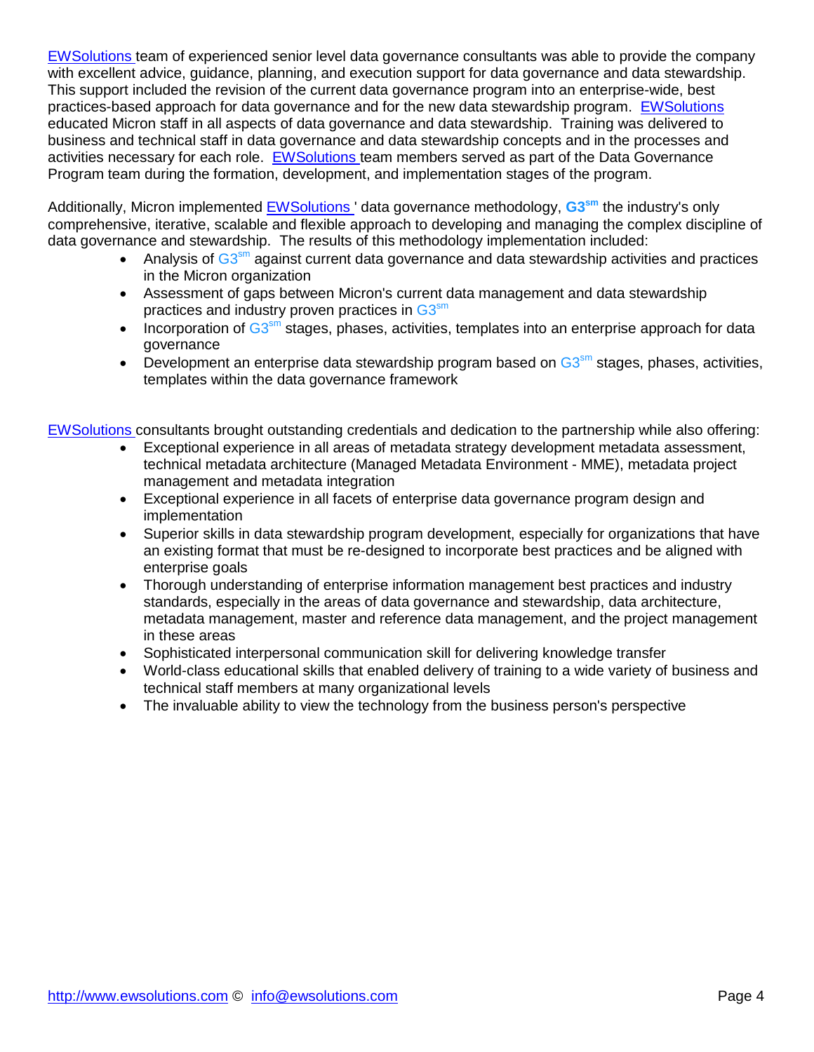EWSolutions team of experienced senior level data governance consultants was able to provide the company with excellent advice, guidance, planning, and execution support for data governance and data stewardship. This support included the revision of the current data governance program into an enterprise-wide, best practices-based approach for data governance and for the new data stewardship program. EWSolutions educated Micron staff in all aspects of data governance and data stewardship. Training was delivered to business and technical staff in data governance and data stewardship concepts and in the processes and activities necessary for each role. EWSolutions team members served as part of the Data Governance Program team during the formation, development, and implementation stages of the program.

Additionally, Micron implemented EWSolutions' data governance methodology, **G3sm** the industry's only comprehensive, iterative, scalable and flexible approach to developing and managing the complex discipline of data governance and stewardship. The results of this methodology implementation included:

- Analysis of G3sm against current data governance and data stewardship activities and practices in the Micron organization
- Assessment of gaps between Micron's current data management and data stewardship practices and industry proven practices in G3sm
- Incorporation of G3sm stages, phases, activities, templates into an enterprise approach for data governance
- Development an enterprise data stewardship program based on G3sm stages, phases, activities, templates within the data governance framework

EWSolutions consultants brought outstanding credentials and dedication to the partnership while also offering:

- Exceptional experience in all areas of metadata strategy development metadata assessment, technical metadata architecture (Managed Metadata Environment - MME), metadata project management and metadata integration
- Exceptional experience in all facets of enterprise data governance program design and implementation
- Superior skills in data stewardship program development, especially for organizations that have an existing format that must be re-designed to incorporate best practices and be aligned with enterprise goals
- Thorough understanding of enterprise information management best practices and industry standards, especially in the areas of data governance and stewardship, data architecture, metadata management, master and reference data management, and the project management in these areas
- Sophisticated interpersonal communication skill for delivering knowledge transfer
- World-class educational skills that enabled delivery of training to a wide variety of business and technical staff members at many organizational levels
- The invaluable ability to view the technology from the business person's perspective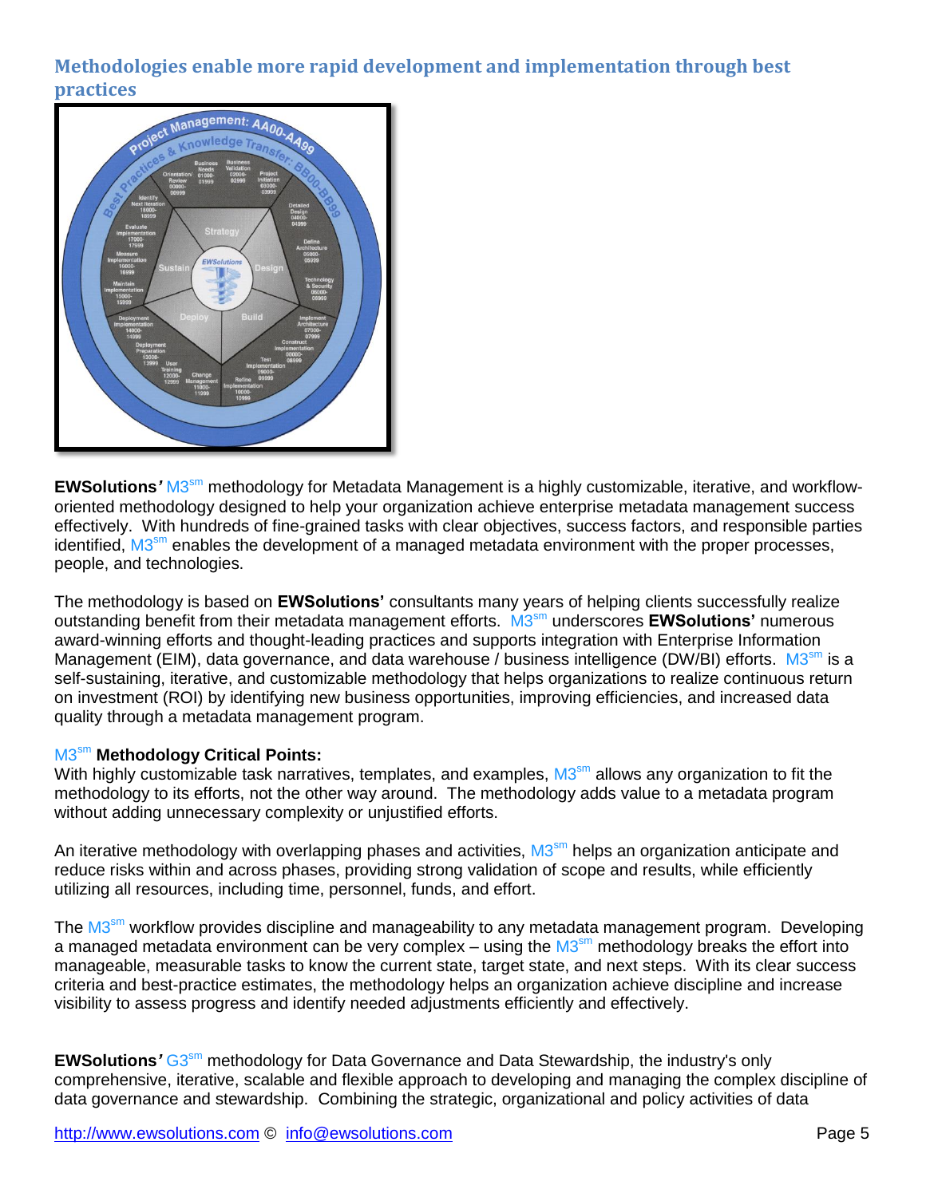## Methodologies enable more rapid development and implementation through best practices

**EWSolutions'** M3sm methodology for Metadata Management is a highly customizable, iterative, and workflow-oriented methodology designed to help your organization achieve enterprise metadata management success effectively. With hundreds of fine-grained tasks with clear objectives, success factors, and responsible parties identified, M3sm enables the development of a managed metadata environment with the proper processes, people, and technologies.

The methodology is based on **EWSolutions'** consultants many years of helping clients successfully realize outstanding benefit from their metadata management efforts. M3sm underscores **EWSolutions'** numerous award-winning efforts and thought-leading practices and supports integration with Enterprise Information Management (EIM), data governance, and data warehouse / business intelligence (DW/BI) efforts. M3sm is a self-sustaining, iterative, and customizable methodology that helps organizations to realize continuous return on investment (ROI) by identifying new business opportunities, improving efficiencies, and increased data quality through a metadata management program.

**M3sm Methodology Critical Points:**

With highly customizable task narratives, templates, and examples, M3sm allows any organization to fit the methodology to its efforts, not the other way around. The methodology adds value to a metadata program without adding unnecessary complexity or unjustified efforts.

An iterative methodology with overlapping phases and activities, M3sm helps an organization anticipate and reduce risks within and across phases, providing strong validation of scope and results, while efficiently utilizing all resources, including time, personnel, funds, and effort.

The M3sm workflow provides discipline and manageability to any metadata management program. Developing a managed metadata environment can be very complex – using the M3sm methodology breaks the effort into manageable, measurable tasks to know the current state, target state, and next steps. With its clear success criteria and best-practice estimates, the methodology helps an organization achieve discipline and increase visibility to assess progress and identify needed adjustments efficiently and effectively.

**EWSolutions'** G3sm methodology for Data Governance and Data Stewardship, the industry's only comprehensive, iterative, scalable and flexible approach to developing and managing the complex discipline of data governance and stewardship. Combining the strategic, organizational and policy activities of data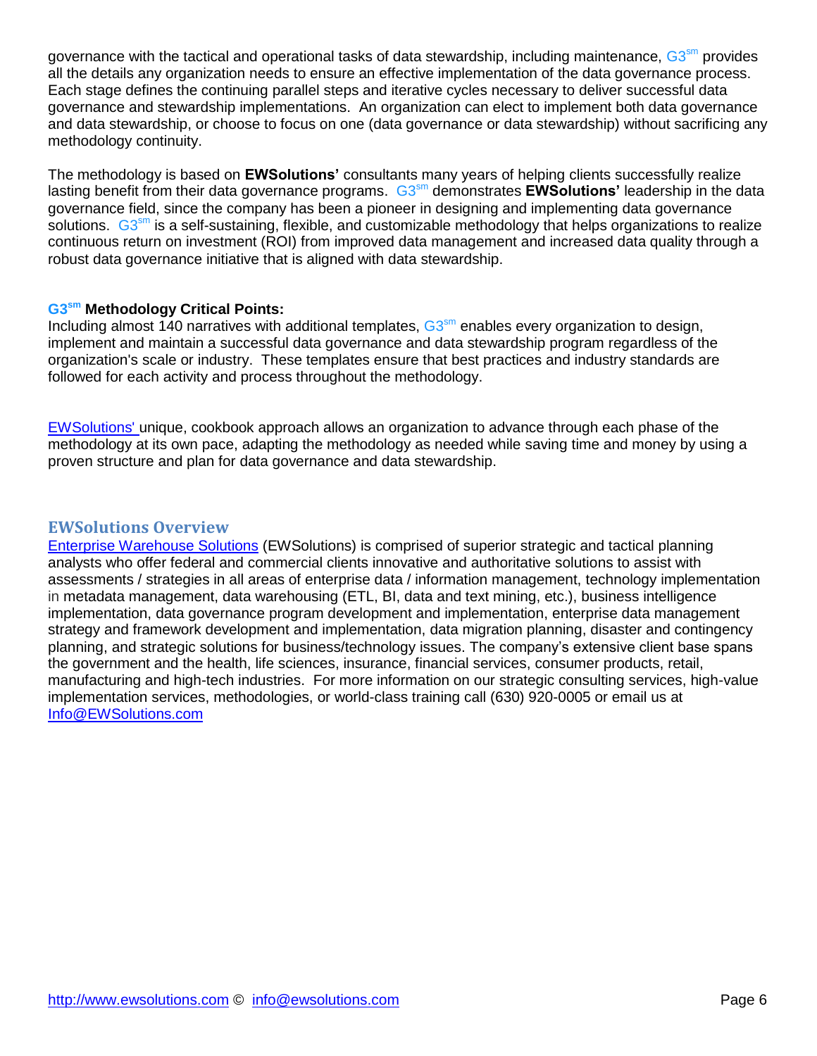governance with the tactical and operational tasks of data stewardship, including maintenance, G3[sm] provides all the details any organization needs to ensure an effective implementation of the data governance process. Each stage defines the continuing parallel steps and iterative cycles necessary to deliver successful data governance and stewardship implementations. An organization can elect to implement both data governance and data stewardship, or choose to focus on one (data governance or data stewardship) without sacrificing any methodology continuity.

The methodology is based on **EWSolutions'** consultants many years of helping clients successfully realize lasting benefit from their data governance programs. G3[sm] demonstrates **EWSolutions'** leadership in the data governance field, since the company has been a pioneer in designing and implementing data governance solutions. G3[sm] is a self-sustaining, flexible, and customizable methodology that helps organizations to realize continuous return on investment (ROI) from improved data management and increased data quality through a robust data governance initiative that is aligned with data stewardship.

**G3[sm] Methodology Critical Points:**

Including almost 140 narratives with additional templates, G3[sm] enables every organization to design, implement and maintain a successful data governance and data stewardship program regardless of the organization's scale or industry. These templates ensure that best practices and industry standards are followed for each activity and process throughout the methodology.

EWSolutions' unique, cookbook approach allows an organization to advance through each phase of the methodology at its own pace, adapting the methodology as needed while saving time and money by using a proven structure and plan for data governance and data stewardship.

## EWSolutions Overview

Enterprise Warehouse Solutions (EWSolutions) is comprised of superior strategic and tactical planning analysts who offer federal and commercial clients innovative and authoritative solutions to assist with assessments / strategies in all areas of enterprise data / information management, technology implementation in metadata management, data warehousing (ETL, BI, data and text mining, etc.), business intelligence implementation, data governance program development and implementation, enterprise data management strategy and framework development and implementation, data migration planning, disaster and contingency planning, and strategic solutions for business/technology issues. The company's extensive client base spans the government and the health, life sciences, insurance, financial services, consumer products, retail, manufacturing and high-tech industries. For more information on our strategic consulting services, high-value implementation services, methodologies, or world-class training call (630) 920-0005 or email us at Info@EWSolutions.com